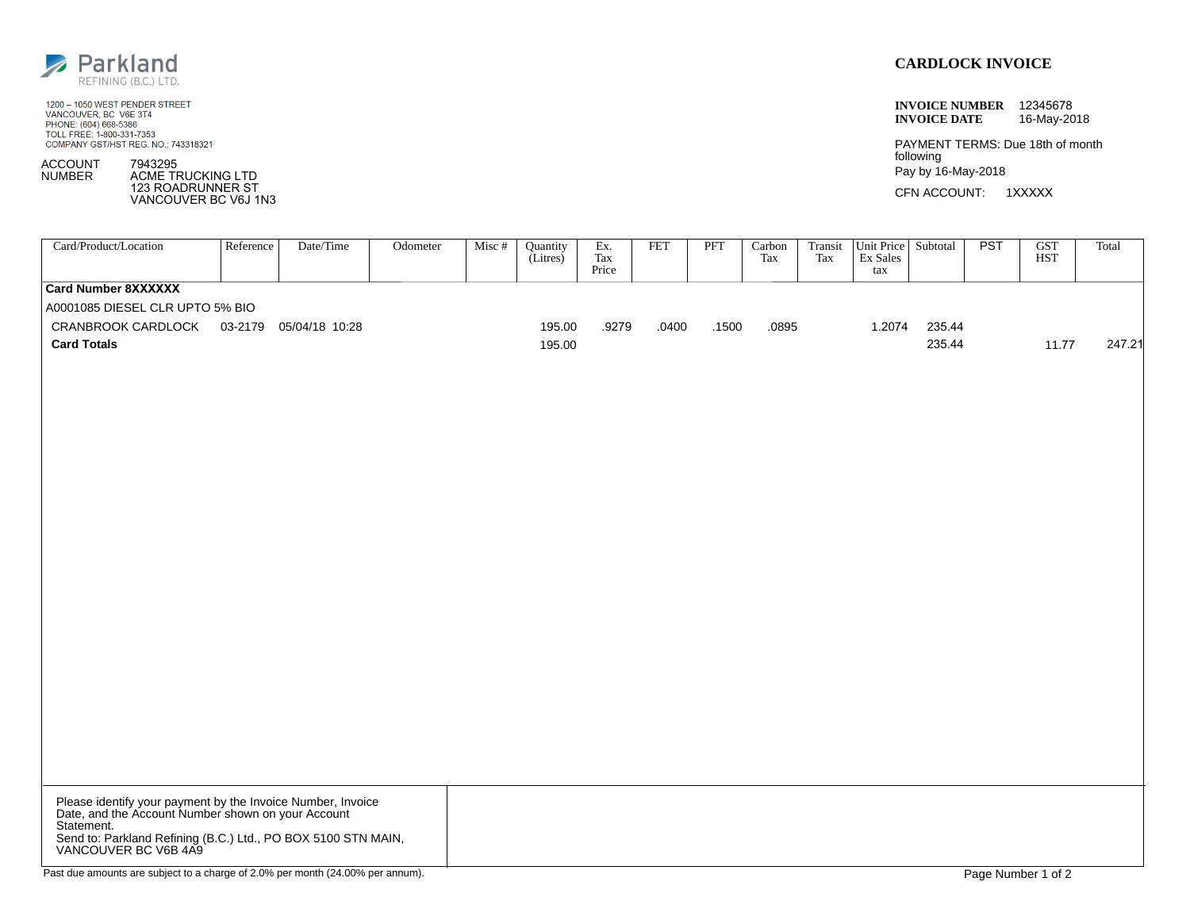Parkland
REFINING (B.C.) LTD.

1200 – 1050 WEST PENDER STREET
VANCOUVER, BC V6E 3T4
PHONE: (604) 668-5386
TOLL FREE: 1-800-331-7353
COMPANY GST/HST REG. NO.: 743318321

ACCOUNT NUMBER 7943295
ACME TRUCKING LTD
123 ROADRUNNER ST
VANCOUVER BC V6J 1N3

# CARDLOCK INVOICE

**INVOICE NUMBER** 12345678
**INVOICE DATE** 16-May-2018

PAYMENT TERMS: Due 18th of month following
Pay by 16-May-2018

CFN ACCOUNT: 1XXXXX

| Card/Product/Location | Reference | Date/Time | Odometer | Misc # | Quantity (Litres) | Ex. Tax Price | FET | PFT | Carbon Tax | Transit Tax | Unit Price Ex Sales tax | Subtotal | PST | GST HST | Total |
|---|---|---|---|---|---|---|---|---|---|---|---|---|---|---|---|
| **Card Number 8XXXXXX** | | | | | | | | | | | | | | | |
| A0001085 DIESEL CLR UPTO 5% BIO | | | | | | | | | | | | | | | |
| CRANBROOK CARDLOCK | 03-2179 | 05/04/18 10:28 | | | 195.00 | .9279 | .0400 | .1500 | .0895 | | 1.2074 | 235.44 | | | |
| **Card Totals** | | | | | 195.00 | | | | | | | 235.44 | | 11.77 | 247.21 |

Please identify your payment by the Invoice Number, Invoice Date, and the Account Number shown on your Account Statement.
Send to: Parkland Refining (B.C.) Ltd., PO BOX 5100 STN MAIN, VANCOUVER BC V6B 4A9

Past due amounts are subject to a charge of 2.0% per month (24.00% per annum).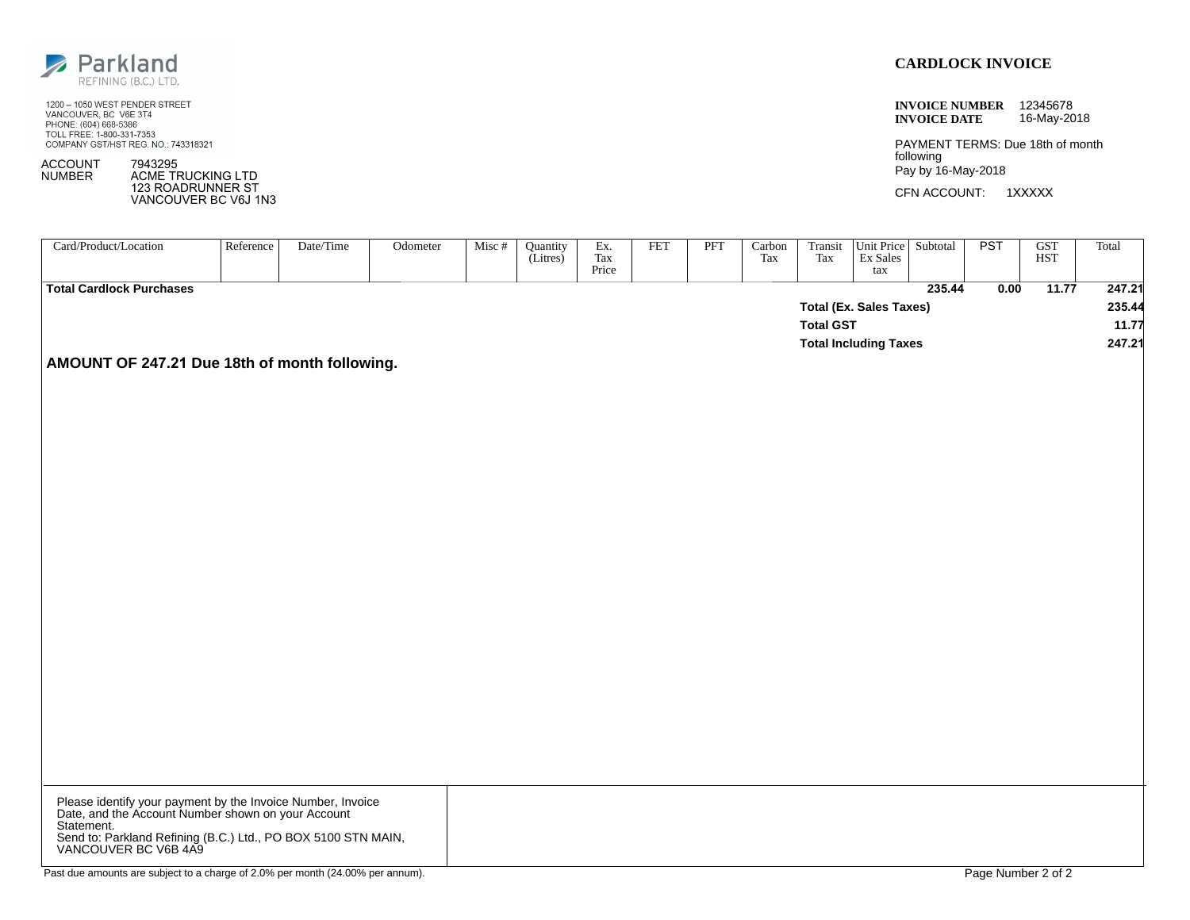Parkland
REFINING (B.C.) LTD.

1200 – 1050 WEST PENDER STREET
VANCOUVER, BC V6E 3T4
PHONE: (604) 668-5386
TOLL FREE: 1-800-331-7353
COMPANY GST/HST REG. NO.: 743318321

ACCOUNT NUMBER 7943295
ACME TRUCKING LTD
123 ROADRUNNER ST
VANCOUVER BC V6J 1N3

# CARDLOCK INVOICE

**INVOICE NUMBER** 12345678
**INVOICE DATE** 16-May-2018

PAYMENT TERMS: Due 18th of month following
Pay by 16-May-2018

CFN ACCOUNT: 1XXXXX

| Card/Product/Location | Reference | Date/Time | Odometer | Misc # | Quantity (Litres) | Ex. Tax Price | FET | PFT | Carbon Tax | Transit Tax | Unit Price Ex Sales tax | Subtotal | PST | GST HST | Total |
|---|---|---|---|---|---|---|---|---|---|---|---|---|---|---|---|
| **Total Cardlock Purchases** | | | | | | | | | | | | **235.44** | **0.00** | **11.77** | **247.21** |
| | | | | | | | | | | **Total (Ex. Sales Taxes)** | | | | | **235.44** |
| | | | | | | | | | | **Total GST** | | | | | **11.77** |
| | | | | | | | | | | **Total Including Taxes** | | | | | **247.21** |

**AMOUNT OF 247.21 Due 18th of month following.**

Please identify your payment by the Invoice Number, Invoice Date, and the Account Number shown on your Account Statement.
Send to: Parkland Refining (B.C.) Ltd., PO BOX 5100 STN MAIN, VANCOUVER BC V6B 4A9

Past due amounts are subject to a charge of 2.0% per month (24.00% per annum).